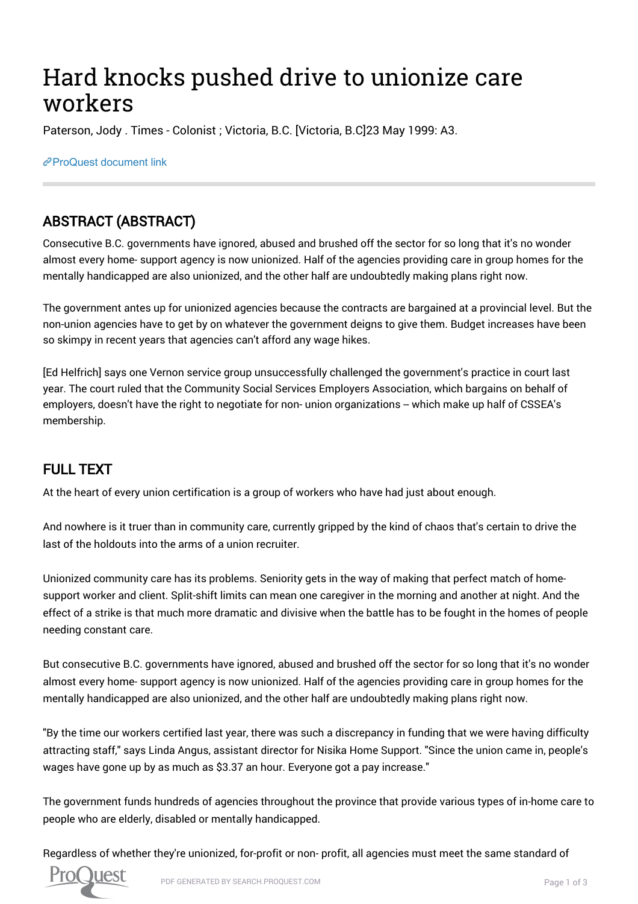# Hard knocks pushed drive to unionize care workers

Paterson, Jody . Times - Colonist ; Victoria, B.C. [Victoria, B.C]23 May 1999: A3.

ProQuest document link

## ABSTRACT (ABSTRACT)

Consecutive B.C. governments have ignored, abused and brushed off the sector for so long that it's no wonder almost every home- support agency is now unionized. Half of the agencies providing care in group homes for the mentally handicapped are also unionized, and the other half are undoubtedly making plans right now.

The government antes up for unionized agencies because the contracts are bargained at a provincial level. But the non-union agencies have to get by on whatever the government deigns to give them. Budget increases have been so skimpy in recent years that agencies can't afford any wage hikes.

[Ed Helfrich] says one Vernon service group unsuccessfully challenged the government's practice in court last year. The court ruled that the Community Social Services Employers Association, which bargains on behalf of employers, doesn't have the right to negotiate for non- union organizations -- which make up half of CSSEA's membership.

## FULL TEXT

At the heart of every union certification is a group of workers who have had just about enough.

And nowhere is it truer than in community care, currently gripped by the kind of chaos that's certain to drive the last of the holdouts into the arms of a union recruiter.

Unionized community care has its problems. Seniority gets in the way of making that perfect match of home-support worker and client. Split-shift limits can mean one caregiver in the morning and another at night. And the effect of a strike is that much more dramatic and divisive when the battle has to be fought in the homes of people needing constant care.

But consecutive B.C. governments have ignored, abused and brushed off the sector for so long that it's no wonder almost every home- support agency is now unionized. Half of the agencies providing care in group homes for the mentally handicapped are also unionized, and the other half are undoubtedly making plans right now.

"By the time our workers certified last year, there was such a discrepancy in funding that we were having difficulty attracting staff," says Linda Angus, assistant director for Nisika Home Support. "Since the union came in, people's wages have gone up by as much as $3.37 an hour. Everyone got a pay increase."

The government funds hundreds of agencies throughout the province that provide various types of in-home care to people who are elderly, disabled or mentally handicapped.

Regardless of whether they're unionized, for-profit or non- profit, all agencies must meet the same standard of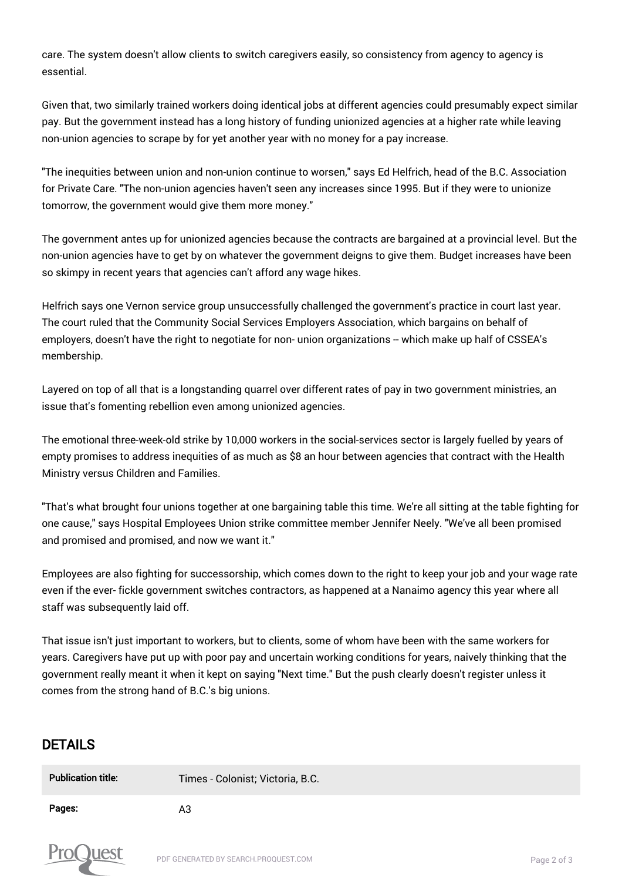care. The system doesn't allow clients to switch caregivers easily, so consistency from agency to agency is essential.

Given that, two similarly trained workers doing identical jobs at different agencies could presumably expect similar pay. But the government instead has a long history of funding unionized agencies at a higher rate while leaving non-union agencies to scrape by for yet another year with no money for a pay increase.

"The inequities between union and non-union continue to worsen," says Ed Helfrich, head of the B.C. Association for Private Care. "The non-union agencies haven't seen any increases since 1995. But if they were to unionize tomorrow, the government would give them more money."

The government antes up for unionized agencies because the contracts are bargained at a provincial level. But the non-union agencies have to get by on whatever the government deigns to give them. Budget increases have been so skimpy in recent years that agencies can't afford any wage hikes.

Helfrich says one Vernon service group unsuccessfully challenged the government's practice in court last year. The court ruled that the Community Social Services Employers Association, which bargains on behalf of employers, doesn't have the right to negotiate for non- union organizations -- which make up half of CSSEA's membership.

Layered on top of all that is a longstanding quarrel over different rates of pay in two government ministries, an issue that's fomenting rebellion even among unionized agencies.

The emotional three-week-old strike by 10,000 workers in the social-services sector is largely fuelled by years of empty promises to address inequities of as much as $8 an hour between agencies that contract with the Health Ministry versus Children and Families.

"That's what brought four unions together at one bargaining table this time. We're all sitting at the table fighting for one cause," says Hospital Employees Union strike committee member Jennifer Neely. "We've all been promised and promised and promised, and now we want it."

Employees are also fighting for successorship, which comes down to the right to keep your job and your wage rate even if the ever- fickle government switches contractors, as happened at a Nanaimo agency this year where all staff was subsequently laid off.

That issue isn't just important to workers, but to clients, some of whom have been with the same workers for years. Caregivers have put up with poor pay and uncertain working conditions for years, naively thinking that the government really meant it when it kept on saying "Next time." But the push clearly doesn't register unless it comes from the strong hand of B.C.'s big unions.

## DETAILS

| | |
|---|---|
| **Publication title:** | Times - Colonist; Victoria, B.C. |
| **Pages:** | A3 |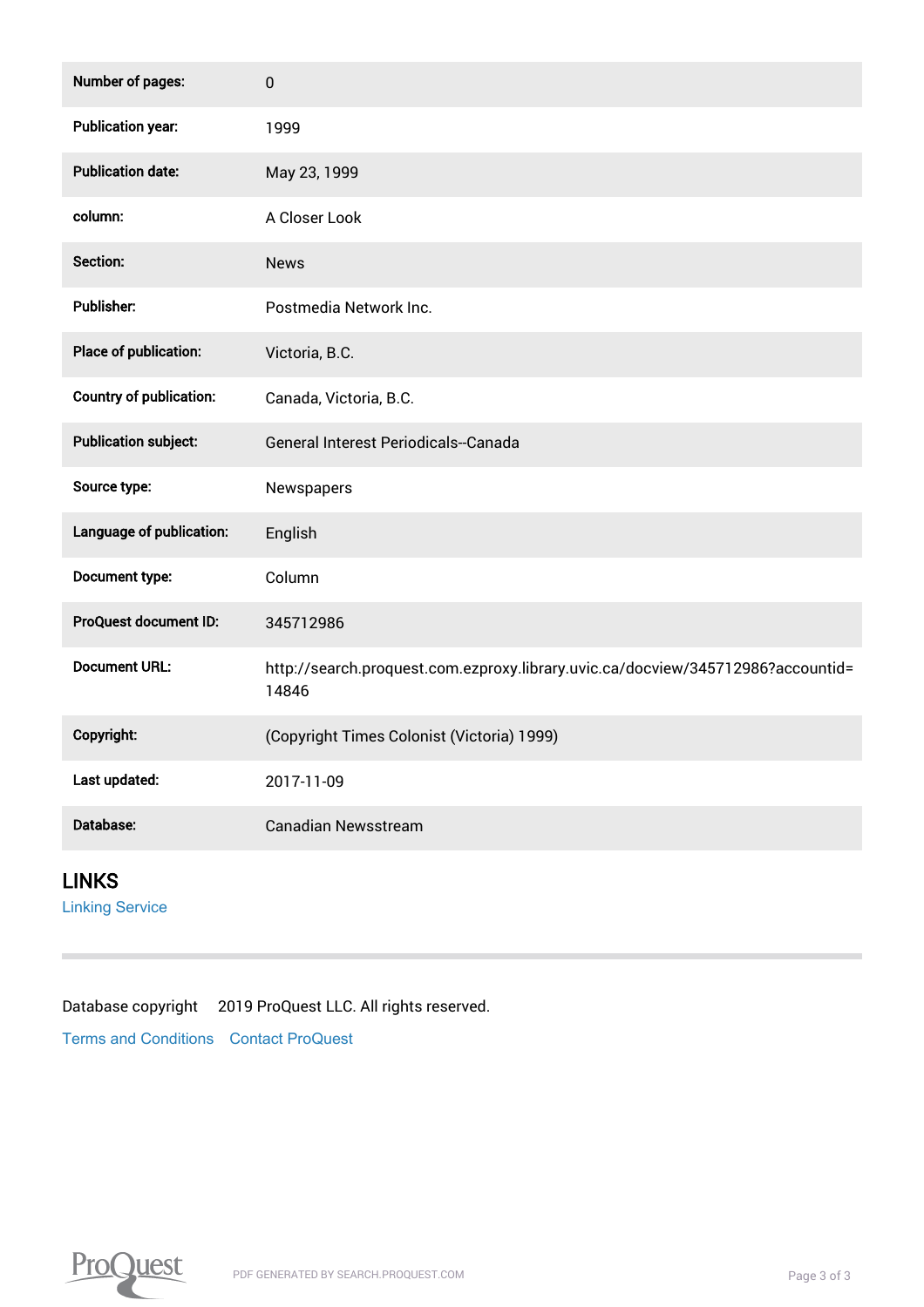| | |
|---|---|
| **Number of pages:** | 0 |
| **Publication year:** | 1999 |
| **Publication date:** | May 23, 1999 |
| **column:** | A Closer Look |
| **Section:** | News |
| **Publisher:** | Postmedia Network Inc. |
| **Place of publication:** | Victoria, B.C. |
| **Country of publication:** | Canada, Victoria, B.C. |
| **Publication subject:** | General Interest Periodicals--Canada |
| **Source type:** | Newspapers |
| **Language of publication:** | English |
| **Document type:** | Column |
| **ProQuest document ID:** | 345712986 |
| **Document URL:** | http://search.proquest.com.ezproxy.library.uvic.ca/docview/345712986?accountid=14846 |
| **Copyright:** | (Copyright Times Colonist (Victoria) 1999) |
| **Last updated:** | 2017-11-09 |
| **Database:** | Canadian Newsstream |

## LINKS

Linking Service

Database copyright 2019 ProQuest LLC. All rights reserved.

Terms and Conditions Contact ProQuest